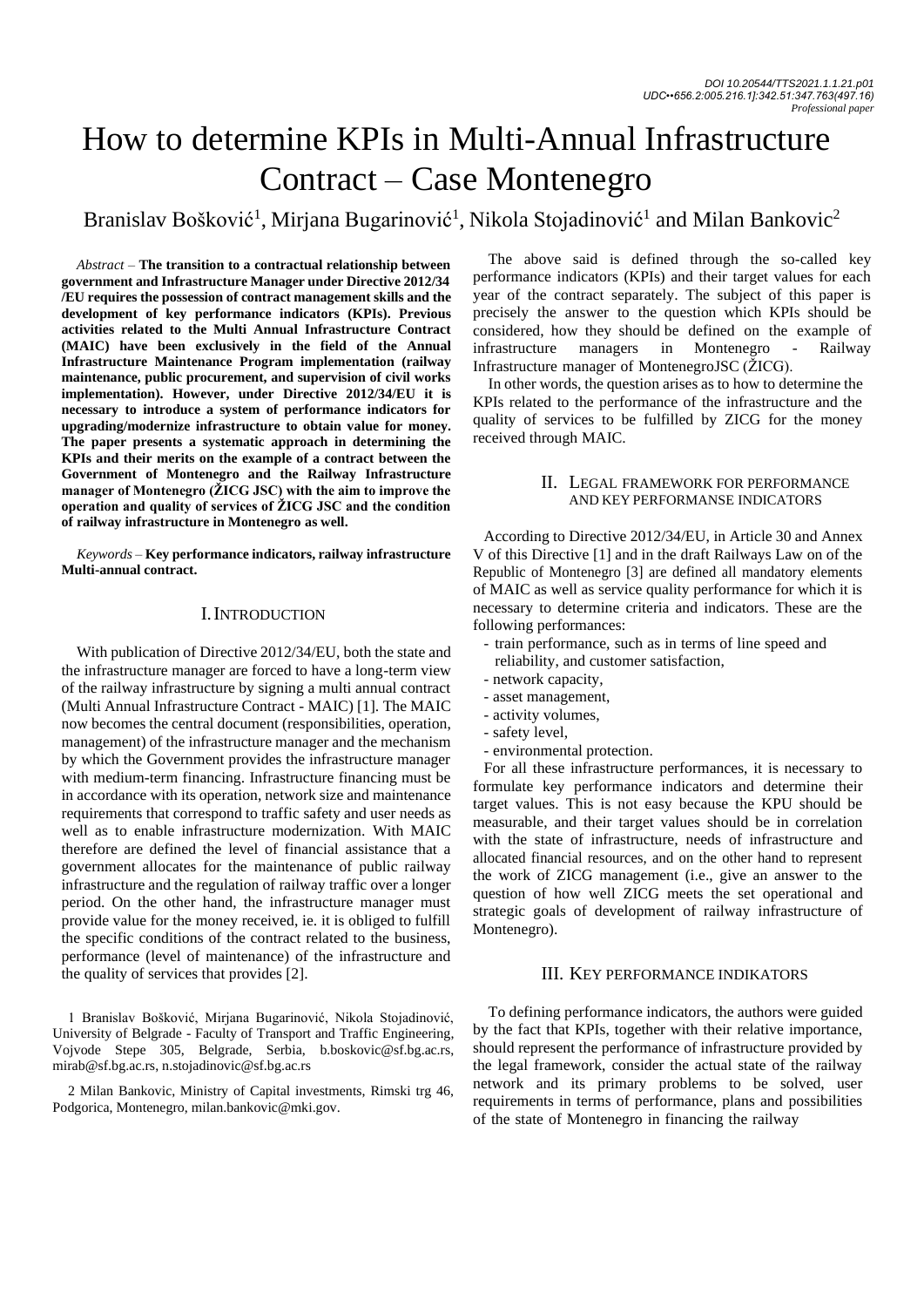DOI 10.20544/TTS2021.1.1.21.p01
UDC••656.2:005.216.1]:342.51:347.763(497.16)
*Professional paper*

# How to determine KPIs in Multi-Annual Infrastructure Contract – Case Montenegro

Branislav Bošković[1], Mirjana Bugarinović[1], Nikola Stojadinović[1] and Milan Bankovic[2]

*Abstract* – **The transition to a contractual relationship between government and Infrastructure Manager under Directive 2012/34 /EU requires the possession of contract management skills and the development of key performance indicators (KPIs). Previous activities related to the Multi Annual Infrastructure Contract (MAIC) have been exclusively in the field of the Annual Infrastructure Maintenance Program implementation (railway maintenance, public procurement, and supervision of civil works implementation). However, under Directive 2012/34/EU it is necessary to introduce a system of performance indicators for upgrading/modernize infrastructure to obtain value for money. The paper presents a systematic approach in determining the KPIs and their merits on the example of a contract between the Government of Montenegro and the Railway Infrastructure manager of Montenegro (ŽICG JSC) with the aim to improve the operation and quality of services of ŽICG JSC and the condition of railway infrastructure in Montenegro as well.**

*Keywords* – **Key performance indicators, railway infrastructure Multi-annual contract.**

## I. Introduction

With publication of Directive 2012/34/EU, both the state and the infrastructure manager are forced to have a long-term view of the railway infrastructure by signing a multi annual contract (Multi Annual Infrastructure Contract - MAIC) [1]. The MAIC now becomes the central document (responsibilities, operation, management) of the infrastructure manager and the mechanism by which the Government provides the infrastructure manager with medium-term financing. Infrastructure financing must be in accordance with its operation, network size and maintenance requirements that correspond to traffic safety and user needs as well as to enable infrastructure modernization. With MAIC therefore are defined the level of financial assistance that a government allocates for the maintenance of public railway infrastructure and the regulation of railway traffic over a longer period. On the other hand, the infrastructure manager must provide value for the money received, ie. it is obliged to fulfill the specific conditions of the contract related to the business, performance (level of maintenance) of the infrastructure and the quality of services that provides [2].

1 Branislav Bošković, Mirjana Bugarinović, Nikola Stojadinović, University of Belgrade - Faculty of Transport and Traffic Engineering, Vojvode Stepe 305, Belgrade, Serbia, b.boskovic@sf.bg.ac.rs, mirab@sf.bg.ac.rs, n.stojadinovic@sf.bg.ac.rs

2 Milan Bankovic, Ministry of Capital investments, Rimski trg 46, Podgorica, Montenegro, milan.bankovic@mki.gov.

The above said is defined through the so-called key performance indicators (KPIs) and their target values for each year of the contract separately. The subject of this paper is precisely the answer to the question which KPIs should be considered, how they should be defined on the example of infrastructure managers in Montenegro - Railway Infrastructure manager of MontenegroJSC (ŽICG).

In other words, the question arises as to how to determine the KPIs related to the performance of the infrastructure and the quality of services to be fulfilled by ZICG for the money received through MAIC.

## II. Legal framework for performance and key performanse indicators

According to Directive 2012/34/EU, in Article 30 and Annex V of this Directive [1] and in the draft Railways Law on of the Republic of Montenegro [3] are defined all mandatory elements of MAIC as well as service quality performance for which it is necessary to determine criteria and indicators. These are the following performances:

- train performance, such as in terms of line speed and reliability, and customer satisfaction,
- network capacity,
- asset management,
- activity volumes,
- safety level,
- environmental protection.

For all these infrastructure performances, it is necessary to formulate key performance indicators and determine their target values. This is not easy because the KPU should be measurable, and their target values should be in correlation with the state of infrastructure, needs of infrastructure and allocated financial resources, and on the other hand to represent the work of ZICG management (i.e., give an answer to the question of how well ZICG meets the set operational and strategic goals of development of railway infrastructure of Montenegro).

## III. Key performance indikators

To defining performance indicators, the authors were guided by the fact that KPIs, together with their relative importance, should represent the performance of infrastructure provided by the legal framework, consider the actual state of the railway network and its primary problems to be solved, user requirements in terms of performance, plans and possibilities of the state of Montenegro in financing the railway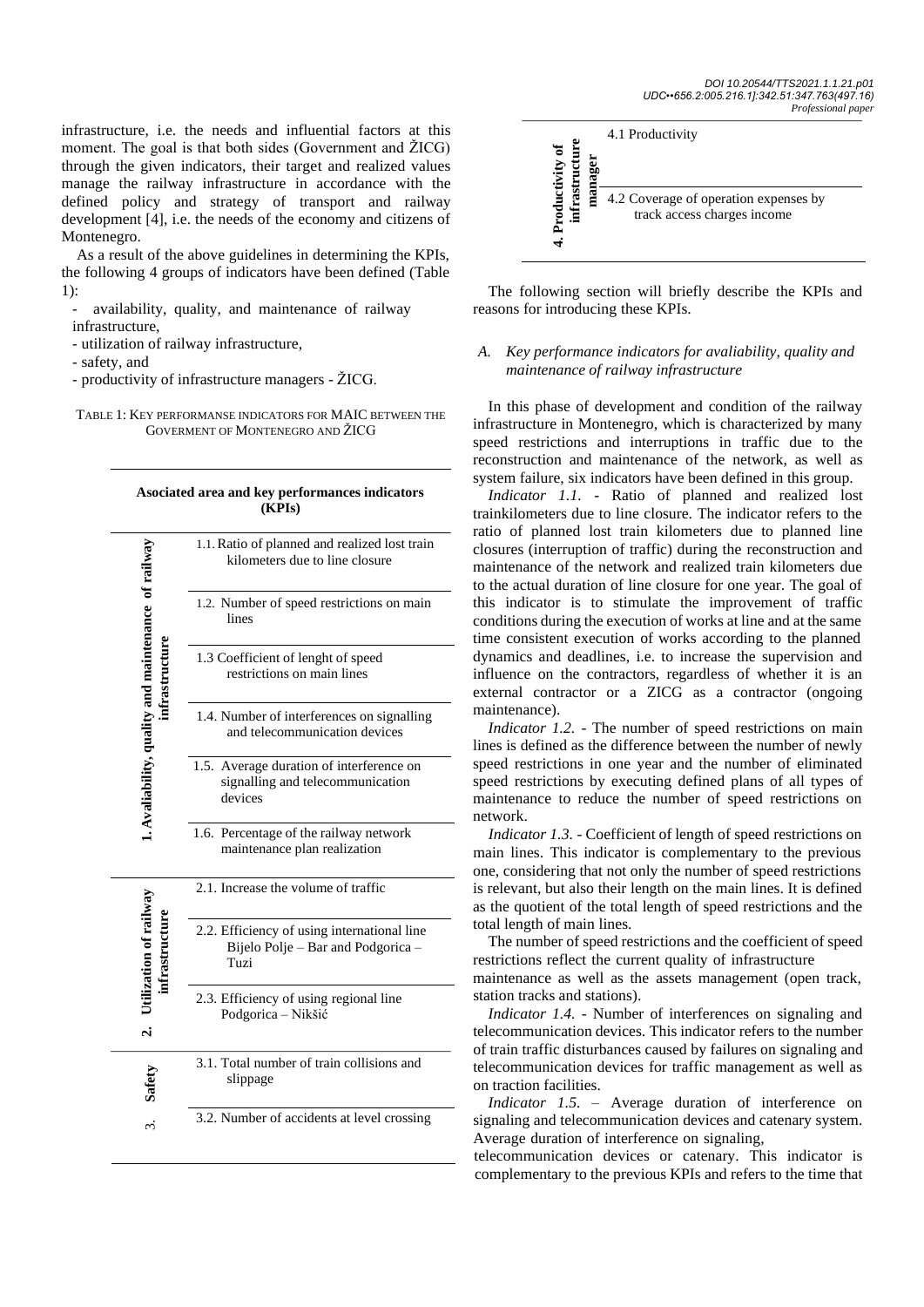infrastructure, i.e. the needs and influential factors at this moment. The goal is that both sides (Government and ŽICG) through the given indicators, their target and realized values manage the railway infrastructure in accordance with the defined policy and strategy of transport and railway development [4], i.e. the needs of the economy and citizens of Montenegro.

As a result of the above guidelines in determining the KPIs, the following 4 groups of indicators have been defined (Table 1):

- availability, quality, and maintenance of railway infrastructure,
- utilization of railway infrastructure,
- safety, and
- productivity of infrastructure managers - ŽICG.

TABLE 1: KEY PERFORMANSE INDICATORS FOR MAIC BETWEEN THE GOVERMENT OF MONTENEGRO AND ŽICG

| Asociated area | Key performances indicators (KPIs) |
|---|---|
| **1. Avaliability, quality and maintenance of railway infrastructure** | 1.1. Ratio of planned and realized lost train kilometers due to line closure |
| | 1.2. Number of speed restrictions on main lines |
| | 1.3 Coefficient of lenght of speed restrictions on main lines |
| | 1.4. Number of interferences on signalling and telecommunication devices |
| | 1.5. Average duration of interference on signalling and telecommunication devices |
| | 1.6. Percentage of the railway network maintenance plan realization |
| **2. Utilization of railway infrastructure** | 2.1. Increase the volume of traffic |
| | 2.2. Efficiency of using international line Bijelo Polje – Bar and Podgorica – Tuzi |
| | 2.3. Efficiency of using regional line Podgorica – Nikšić |
| **3. Safety** | 3.1. Total number of train collisions and slippage |
| | 3.2. Number of accidents at level crossing |
| **4. Productivity of infrastructure manager** | 4.1 Productivity |
| | 4.2 Coverage of operation expenses by track access charges income |

The following section will briefly describe the KPIs and reasons for introducing these KPIs.

### *A. Key performance indicators for avaliability, quality and maintenance of railway infrastructure*

In this phase of development and condition of the railway infrastructure in Montenegro, which is characterized by many speed restrictions and interruptions in traffic due to the reconstruction and maintenance of the network, as well as system failure, six indicators have been defined in this group.

*Indicator 1.1.* - Ratio of planned and realized lost trainkilometers due to line closure. The indicator refers to the ratio of planned lost train kilometers due to planned line closures (interruption of traffic) during the reconstruction and maintenance of the network and realized train kilometers due to the actual duration of line closure for one year. The goal of this indicator is to stimulate the improvement of traffic conditions during the execution of works at line and at the same time consistent execution of works according to the planned dynamics and deadlines, i.e. to increase the supervision and influence on the contractors, regardless of whether it is an external contractor or a ZICG as a contractor (ongoing maintenance).

*Indicator 1.2.* - The number of speed restrictions on main lines is defined as the difference between the number of newly speed restrictions in one year and the number of eliminated speed restrictions by executing defined plans of all types of maintenance to reduce the number of speed restrictions on network.

*Indicator 1.3.* - Coefficient of length of speed restrictions on main lines. This indicator is complementary to the previous one, considering that not only the number of speed restrictions is relevant, but also their length on the main lines. It is defined as the quotient of the total length of speed restrictions and the total length of main lines.

The number of speed restrictions and the coefficient of speed restrictions reflect the current quality of infrastructure maintenance as well as the assets management (open track, station tracks and stations).

*Indicator 1.4.* - Number of interferences on signaling and telecommunication devices. This indicator refers to the number of train traffic disturbances caused by failures on signaling and telecommunication devices for traffic management as well as on traction facilities.

*Indicator 1.5.* – Average duration of interference on signaling and telecommunication devices and catenary system. Average duration of interference on signaling, telecommunication devices or catenary. This indicator is complementary to the previous KPIs and refers to the time that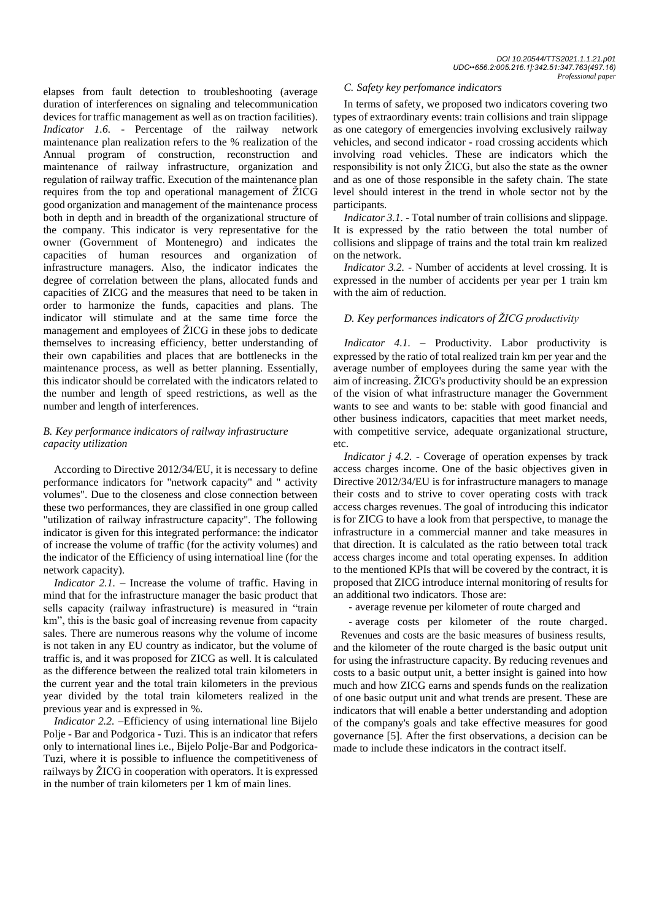elapses from fault detection to troubleshooting (average duration of interferences on signaling and telecommunication devices for traffic management as well as on traction facilities). *Indicator 1.6.* - Percentage of the railway network maintenance plan realization refers to the % realization of the Annual program of construction, reconstruction and maintenance of railway infrastructure, organization and regulation of railway traffic. Execution of the maintenance plan requires from the top and operational management of ŽICG good organization and management of the maintenance process both in depth and in breadth of the organizational structure of the company. This indicator is very representative for the owner (Government of Montenegro) and indicates the capacities of human resources and organization of infrastructure managers. Also, the indicator indicates the degree of correlation between the plans, allocated funds and capacities of ZICG and the measures that need to be taken in order to harmonize the funds, capacities and plans. The indicator will stimulate and at the same time force the management and employees of ŽICG in these jobs to dedicate themselves to increasing efficiency, better understanding of their own capabilities and places that are bottlenecks in the maintenance process, as well as better planning. Essentially, this indicator should be correlated with the indicators related to the number and length of speed restrictions, as well as the number and length of interferences.

### *B. Key performance indicators of railway infrastructure capacity utilization*

According to Directive 2012/34/EU, it is necessary to define performance indicators for "network capacity" and " activity volumes". Due to the closeness and close connection between these two performances, they are classified in one group called "utilization of railway infrastructure capacity". The following indicator is given for this integrated performance: the indicator of increase the volume of traffic (for the activity volumes) and the indicator of the Efficiency of using internatioal line (for the network capacity).

*Indicator 2.1.* – Increase the volume of traffic. Having in mind that for the infrastructure manager the basic product that sells capacity (railway infrastructure) is measured in "train km", this is the basic goal of increasing revenue from capacity sales. There are numerous reasons why the volume of income is not taken in any EU country as indicator, but the volume of traffic is, and it was proposed for ZICG as well. It is calculated as the difference between the realized total train kilometers in the current year and the total train kilometers in the previous year divided by the total train kilometers realized in the previous year and is expressed in %.

*Indicator 2.2.* –Efficiency of using international line Bijelo Polje - Bar and Podgorica - Tuzi. This is an indicator that refers only to international lines i.e., Bijelo Polje-Bar and Podgorica-Tuzi, where it is possible to influence the competitiveness of railways by ŽICG in cooperation with operators. It is expressed in the number of train kilometers per 1 km of main lines.

### *C. Safety key perfomance indicators*

In terms of safety, we proposed two indicators covering two types of extraordinary events: train collisions and train slippage as one category of emergencies involving exclusively railway vehicles, and second indicator - road crossing accidents which involving road vehicles. These are indicators which the responsibility is not only ŽICG, but also the state as the owner and as one of those responsible in the safety chain. The state level should interest in the trend in whole sector not by the participants.

*Indicator 3.1.* - Total number of train collisions and slippage. It is expressed by the ratio between the total number of collisions and slippage of trains and the total train km realized on the network.

*Indicator 3.2.* - Number of accidents at level crossing. It is expressed in the number of accidents per year per 1 train km with the aim of reduction.

### *D. Key performances indicators of ŽICG productivity*

*Indicator 4.1.* – Productivity. Labor productivity is expressed by the ratio of total realized train km per year and the average number of employees during the same year with the aim of increasing. ŽICG's productivity should be an expression of the vision of what infrastructure manager the Government wants to see and wants to be: stable with good financial and other business indicators, capacities that meet market needs, with competitive service, adequate organizational structure, etc.

*Indicator j 4.2.* - Coverage of operation expenses by track access charges income. One of the basic objectives given in Directive 2012/34/EU is for infrastructure managers to manage their costs and to strive to cover operating costs with track access charges revenues. The goal of introducing this indicator is for ZICG to have a look from that perspective, to manage the infrastructure in a commercial manner and take measures in that direction. It is calculated as the ratio between total track access charges income and total operating expenses. In addition to the mentioned KPIs that will be covered by the contract, it is proposed that ZICG introduce internal monitoring of results for an additional two indicators. Those are:

- average revenue per kilometer of route charged and
- average costs per kilometer of the route charged.

Revenues and costs are the basic measures of business results, and the kilometer of the route charged is the basic output unit for using the infrastructure capacity. By reducing revenues and costs to a basic output unit, a better insight is gained into how much and how ZICG earns and spends funds on the realization of one basic output unit and what trends are present. These are indicators that will enable a better understanding and adoption of the company's goals and take effective measures for good governance [5]. After the first observations, a decision can be made to include these indicators in the contract itself.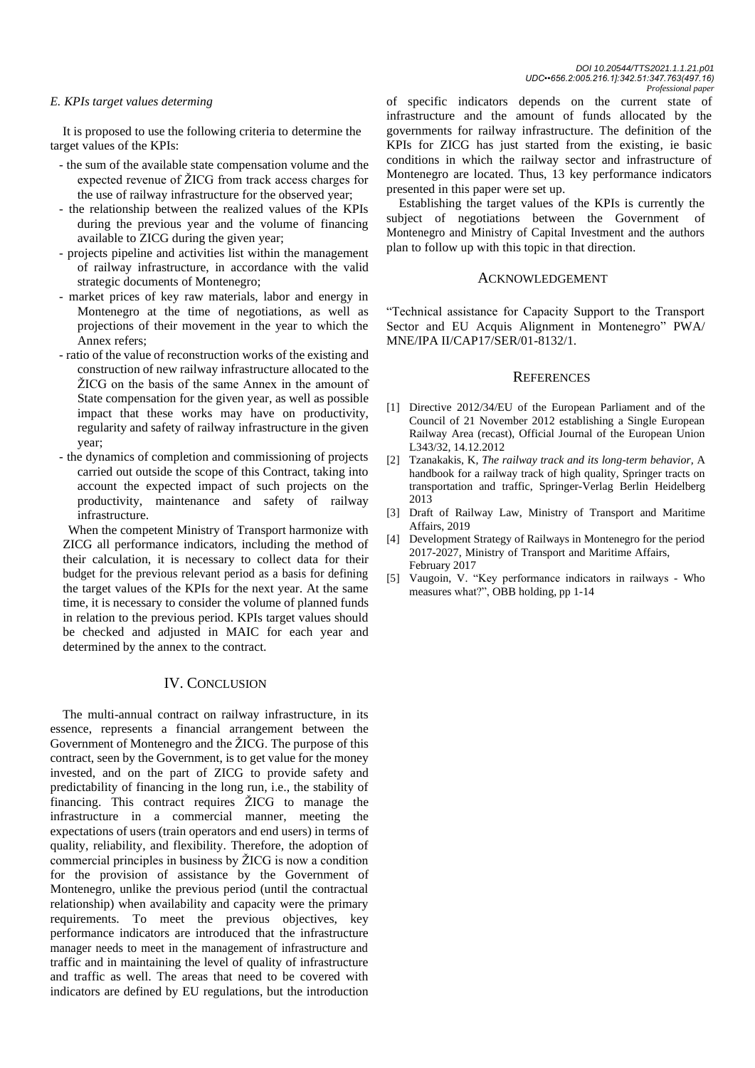### *E. KPIs target values determing*

It is proposed to use the following criteria to determine the target values of the KPIs:

- the sum of the available state compensation volume and the expected revenue of ŽICG from track access charges for the use of railway infrastructure for the observed year;
- the relationship between the realized values of the KPIs during the previous year and the volume of financing available to ZICG during the given year;
- projects pipeline and activities list within the management of railway infrastructure, in accordance with the valid strategic documents of Montenegro;
- market prices of key raw materials, labor and energy in Montenegro at the time of negotiations, as well as projections of their movement in the year to which the Annex refers;
- ratio of the value of reconstruction works of the existing and construction of new railway infrastructure allocated to the ŽICG on the basis of the same Annex in the amount of State compensation for the given year, as well as possible impact that these works may have on productivity, regularity and safety of railway infrastructure in the given year;
- the dynamics of completion and commissioning of projects carried out outside the scope of this Contract, taking into account the expected impact of such projects on the productivity, maintenance and safety of railway infrastructure.

When the competent Ministry of Transport harmonize with ZICG all performance indicators, including the method of their calculation, it is necessary to collect data for their budget for the previous relevant period as a basis for defining the target values of the KPIs for the next year. At the same time, it is necessary to consider the volume of planned funds in relation to the previous period. KPIs target values should be checked and adjusted in MAIC for each year and determined by the annex to the contract.

## IV. Conclusion

The multi-annual contract on railway infrastructure, in its essence, represents a financial arrangement between the Government of Montenegro and the ŽICG. The purpose of this contract, seen by the Government, is to get value for the money invested, and on the part of ZICG to provide safety and predictability of financing in the long run, i.e., the stability of financing. This contract requires ŽICG to manage the infrastructure in a commercial manner, meeting the expectations of users (train operators and end users) in terms of quality, reliability, and flexibility. Therefore, the adoption of commercial principles in business by ŽICG is now a condition for the provision of assistance by the Government of Montenegro, unlike the previous period (until the contractual relationship) when availability and capacity were the primary requirements. To meet the previous objectives, key performance indicators are introduced that the infrastructure manager needs to meet in the management of infrastructure and traffic and in maintaining the level of quality of infrastructure and traffic as well. The areas that need to be covered with indicators are defined by EU regulations, but the introduction of specific indicators depends on the current state of infrastructure and the amount of funds allocated by the governments for railway infrastructure. The definition of the KPIs for ZICG has just started from the existing, ie basic conditions in which the railway sector and infrastructure of Montenegro are located. Thus, 13 key performance indicators presented in this paper were set up.

Establishing the target values of the KPIs is currently the subject of negotiations between the Government of Montenegro and Ministry of Capital Investment and the authors plan to follow up with this topic in that direction.

## Acknowledgement

"Technical assistance for Capacity Support to the Transport Sector and EU Acquis Alignment in Montenegro" PWA/ MNE/IPA II/CAP17/SER/01-8132/1.

## References

[1] Directive 2012/34/EU of the European Parliament and of the Council of 21 November 2012 establishing a Single European Railway Area (recast), Official Journal of the European Union L343/32, 14.12.2012

[2] Tzanakakis, K, *The railway track and its long-term behavior,* A handbook for a railway track of high quality, Springer tracts on transportation and traffic, Springer-Verlag Berlin Heidelberg 2013

[3] Draft of Railway Law, Ministry of Transport and Maritime Affairs, 2019

[4] Development Strategy of Railways in Montenegro for the period 2017-2027, Ministry of Transport and Maritime Affairs, February 2017

[5] Vaugoin, V. "Key performance indicators in railways - Who measures what?", OBB holding, pp 1-14